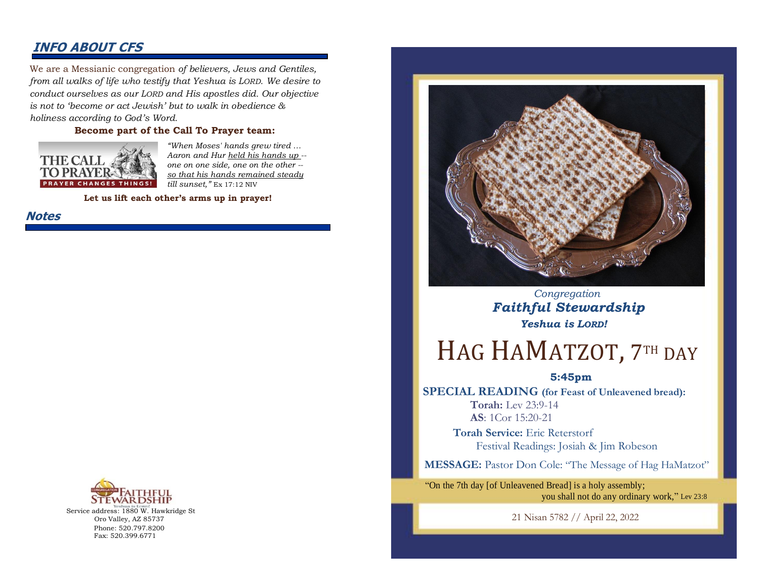## INFO ABOUT CFS

We are a Messianic congregation *of believers, Jews and Gentiles, from all walks of life who testify that Yeshua is LORD. We desire to conduct ourselves as our LORD and His apostles did. Our objective is not to 'become or act Jewish' but to walk in obedience & holiness according to God's Word.*

**Become part of the Call To Prayer team:**

THE CALL TO PRAYER
PRAYER CHANGES THINGS!

*"When Moses' hands grew tired … Aaron and Hur held his hands up -- one on one side, one on the other -- so that his hands remained steady till sunset,"* Ex 17:12 NIV

**Let us lift each other's arms up in prayer!**

## Notes

CONGREGATION FAITHFUL STEWARDSHIP
Yeshua is LORD!

Service address: 1880 W. Hawkridge St
Oro Valley, AZ 85737
Phone: 520.797.8200
Fax: 520.399.6771

*Congregation*
***Faithful Stewardship***
***Yeshua is LORD!***

# HAG HAMATZOT, 7TH DAY

**5:45pm**

**SPECIAL READING (for Feast of Unleavened bread):**

**Torah:** Lev 23:9-14
**AS**: 1Cor 15:20-21

**Torah Service:** Eric Reterstorf
Festival Readings: Josiah & Jim Robeson

**MESSAGE:** Pastor Don Cole: "The Message of Hag HaMatzot"

"On the 7th day [of Unleavened Bread] is a holy assembly; you shall not do any ordinary work," Lev 23:8

21 Nisan 5782 // April 22, 2022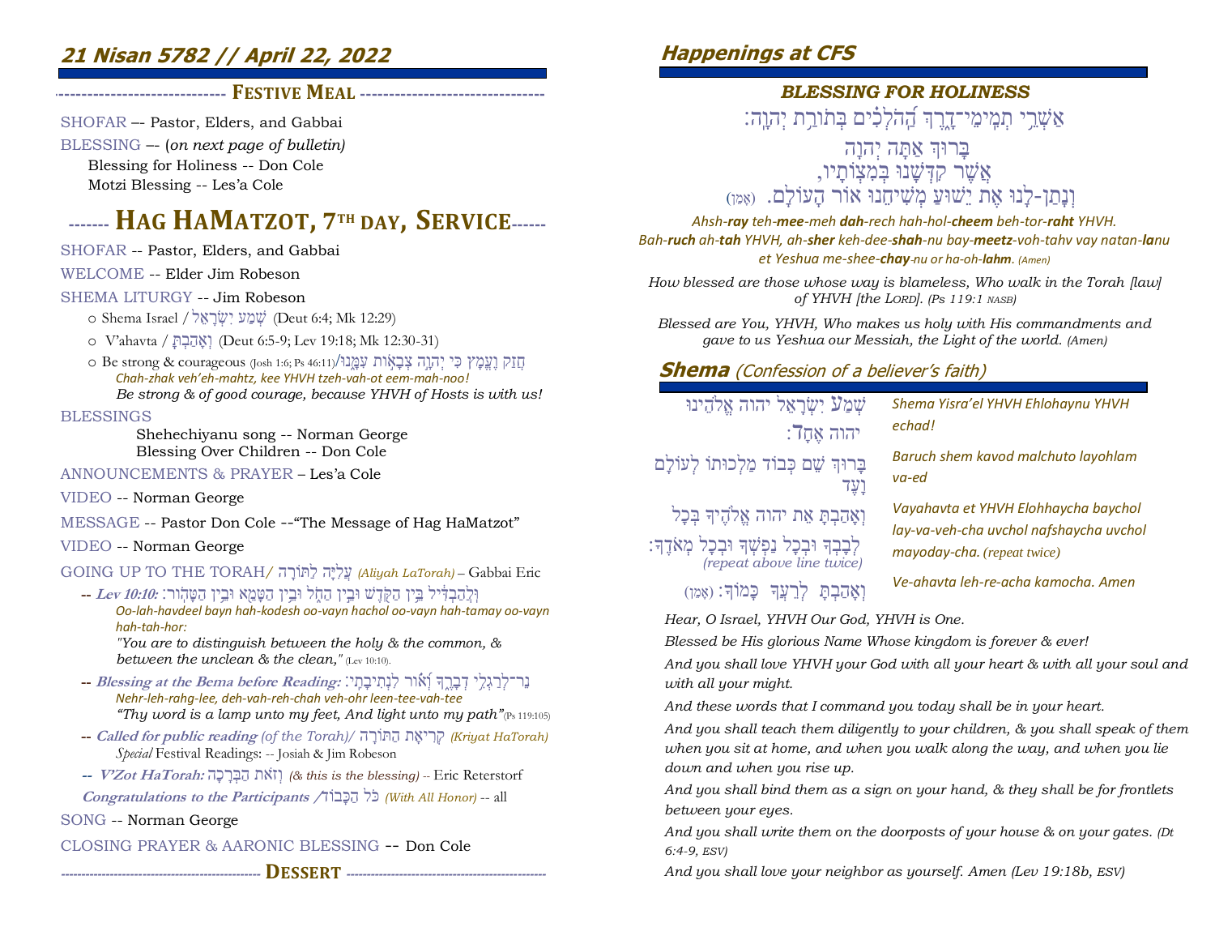# 21 Nisan 5782 // April 22, 2022

## FESTIVE MEAL

SHOFAR –- Pastor, Elders, and Gabbai

BLESSING –- (*on next page of bulletin)*

Blessing for Holiness -- Don Cole

Motzi Blessing -- Les'a Cole

## HAG HAMATZOT, 7TH DAY, SERVICE

SHOFAR -- Pastor, Elders, and Gabbai

WELCOME -- Elder Jim Robeson

SHEMA LITURGY -- Jim Robeson

- Shema Israel / שְׁמַע יִשְׂרָאֵל (Deut 6:4; Mk 12:29)
- V'ahavta / וְאָהַבְתָּ (Deut 6:5-9; Lev 19:18; Mk 12:30-31)
- Be strong & courageous (Josh 1:6; Ps 46:11)/חֲזַק וֶאֱמָץ כִּי יְהוָה צְבָאוֹת עִמָּנוּ
  *Chah-zhak veh'eh-mahtz, kee YHVH tzeh-vah-ot eem-mah-noo!*
  *Be strong & of good courage, because YHVH of Hosts is with us!*

BLESSINGS

Shehechiyanu song -- Norman George

Blessing Over Children -- Don Cole

ANNOUNCEMENTS & PRAYER – Les'a Cole

VIDEO -- Norman George

MESSAGE -- Pastor Don Cole --"The Message of Hag HaMatzot"

VIDEO -- Norman George

GOING UP TO THE TORAH/ עֲלִיָּה לַתּוֹרָה *(Aliyah LaTorah)* – Gabbai Eric

-- ***Lev 10:10:*** וּלְהַבְדִּיל בֵּין הַקֹּדֶשׁ וּבֵין הַחֹל וּבֵין הַטָּמֵא וּבֵין הַטָּהוֹר:
*Oo-lah-havdeel bayn hah-kodesh oo-vayn hachol oo-vayn hah-tamay oo-vayn hah-tah-hor:*
*"You are to distinguish between the holy & the common, & between the unclean & the clean,"* (Lev 10:10).

-- ***Blessing at the Bema before Reading:*** נֵר־לְרַגְלִי דְבָרֶךָ וְאוֹר לִנְתִיבָתִי:
*Nehr-leh-rahg-lee, deh-vah-reh-chah veh-ohr leen-tee-vah-tee*
*"Thy word is a lamp unto my feet, And light unto my path"*(Ps 119:105)

-- ***Called for public reading*** *(of the Torah)/* קְרִיאַת הַתּוֹרָה *(Kriyat HaTorah)*
*Special* Festival Readings: -- Josiah & Jim Robeson

-- ***V'Zot HaTorah:*** וְזֹאת הַבְּרָכָה *(& this is the blessing)* -- Eric Reterstorf

***Congratulations to the Participants*** */*כֹּל הַכָּבוֹד *(With All Honor)* -- all

SONG -- Norman George

CLOSING PRAYER & AARONIC BLESSING -- Don Cole

## DESSERT

# Happenings at CFS

## BLESSING FOR HOLINESS

אַשְׁרֵי תְמִימֵי־דָרֶךְ הַהֹלְכִים בְּתוֹרַת יְהוָה:

בָּרוּךְ אַתָּה יְהוָה
אֲשֶׁר קִדְּשָׁנוּ בְּמִצְוֹתָיו,
וְנָתַן-לָנוּ אֶת יֵשׁוּעַ מְשִׁיחֵנוּ אוֹר הָעוֹלָם. (אָמֵן)

*Ahsh-**ray** teh-**mee**-meh **dah**-rech hah-hol-**cheem** beh-tor-**raht** YHVH.*
*Bah-**ruch** ah-**tah** YHVH, ah-**sher** keh-dee-**shah**-nu bay-**meetz**-voh-tahv vay natan-**la**nu et Yeshua me-shee-**chay**-nu or ha-oh-**lahm**. (Amen)*

*How blessed are those whose way is blameless, Who walk in the Torah [law] of YHVH [the LORD]. (Ps 119:1 NASB)*

*Blessed are You, YHVH, Who makes us holy with His commandments and gave to us Yeshua our Messiah, the Light of the world. (Amen)*

## Shema (Confession of a believer's faith)

| | |
|---|---|
| שְׁמַע יִשְׂרָאֵל יהוה אֱלֹהֵינוּ יהוה אֶחָד: | *Shema Yisra'el YHVH Ehlohaynu YHVH echad!* |
| בָּרוּךְ שֵׁם כְּבוֹד מַלְכוּתוֹ לְעוֹלָם וָעֶד | *Baruch shem kavod malchuto layohlam va-ed* |
| וְאָהַבְתָּ אֵת יהוה אֱלֹהֶיךָ בְּכָל לְבָבְךָ וּבְכָל נַפְשְׁךָ וּבְכָל מְאֹדֶךָ: *(repeat above line twice)* | *Vayahavta et YHVH Elohhaycha baychol lay-va-veh-cha uvchol nafshaycha uvchol mayoday-cha. (repeat twice)* |
| וְאָהַבְתָּ לְרֵעֲךָ כָּמוֹךָ: (אָמֵן) | *Ve-ahavta leh-re-acha kamocha. Amen* |

*Hear, O Israel, YHVH Our God, YHVH is One.*

*Blessed be His glorious Name Whose kingdom is forever & ever!*

*And you shall love YHVH your God with all your heart & with all your soul and with all your might.*

*And these words that I command you today shall be in your heart.*

*And you shall teach them diligently to your children, & you shall speak of them when you sit at home, and when you walk along the way, and when you lie down and when you rise up.*

*And you shall bind them as a sign on your hand, & they shall be for frontlets between your eyes.*

*And you shall write them on the doorposts of your house & on your gates. (Dt 6:4-9, ESV)*

*And you shall love your neighbor as yourself. Amen (Lev 19:18b, ESV)*